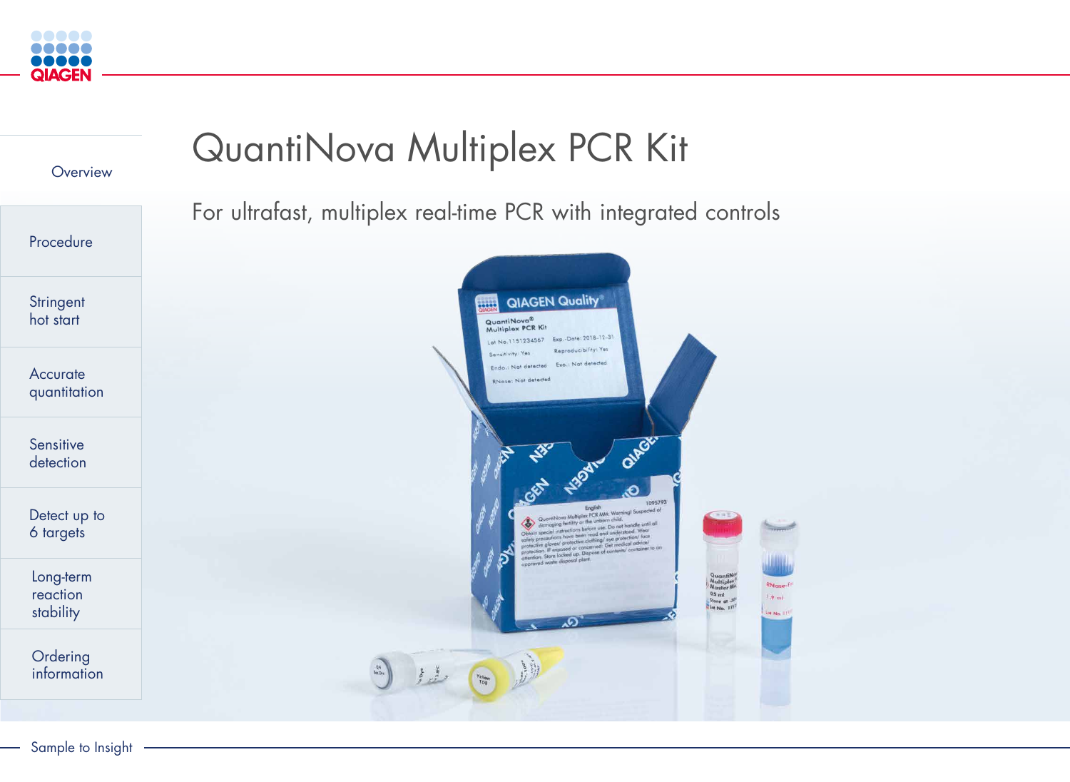# QuantiNova Multiplex PCR Kit

For ultrafast, multiplex real-time PCR with integrated controls

- Overview
- Procedure
- Stringent hot start
- Accurate quantitation
- Sensitive detection
- Detect up to 6 targets
- Long-term reaction stability
- Ordering information

Sample to Insight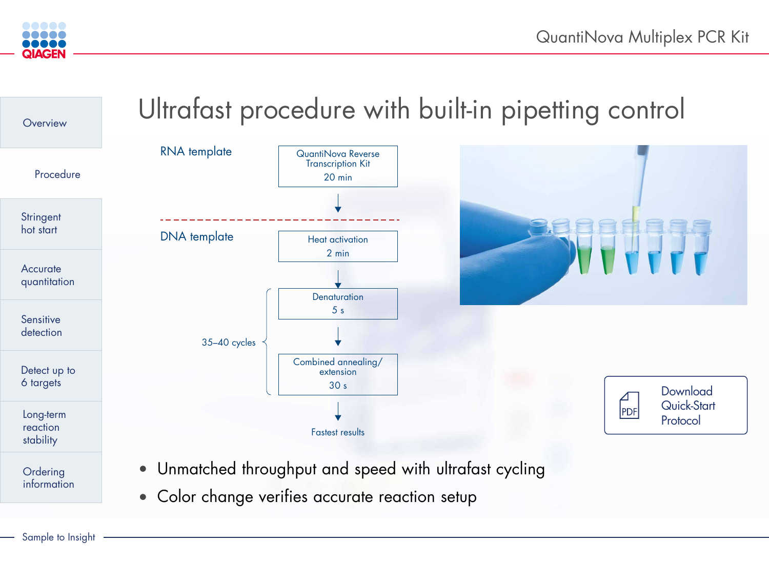# Ultrafast procedure with built-in pipetting control

**RNA template**

QuantiNova Reverse Transcription Kit
20 min

↓

**DNA template**

Heat activation
2 min

↓

35–40 cycles:

- Denaturation
  5 s

  ↓

- Combined annealing/extension
  30 s

↓

Fastest results

Download Quick-Start Protocol

- Unmatched throughput and speed with ultrafast cycling
- Color change verifies accurate reaction setup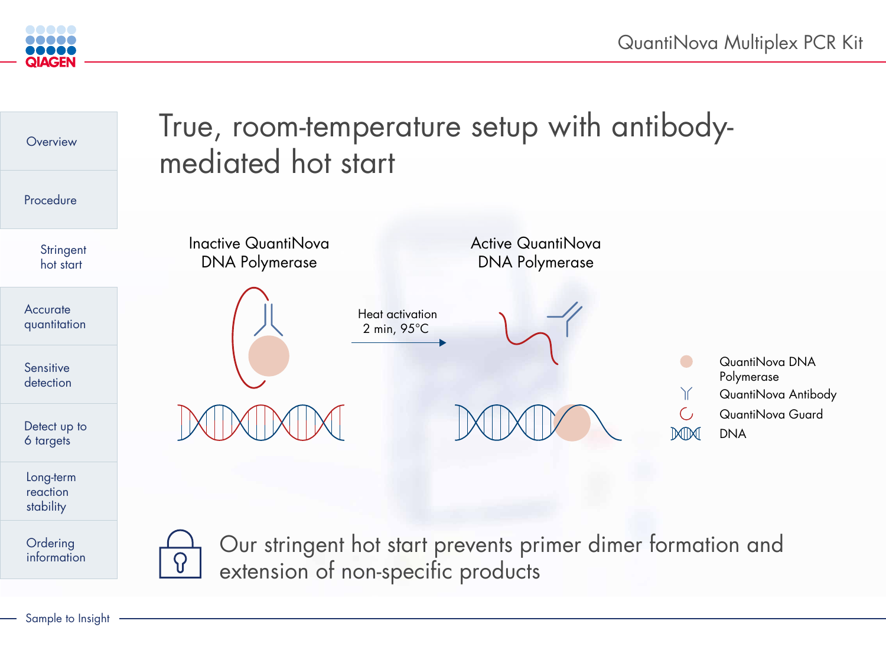# True, room-temperature setup with antibody-mediated hot start

Inactive QuantiNova DNA Polymerase

Heat activation
2 min, 95°C

Active QuantiNova DNA Polymerase

- QuantiNova DNA Polymerase
- QuantiNova Antibody
- QuantiNova Guard
- DNA

Our stringent hot start prevents primer dimer formation and extension of non-specific products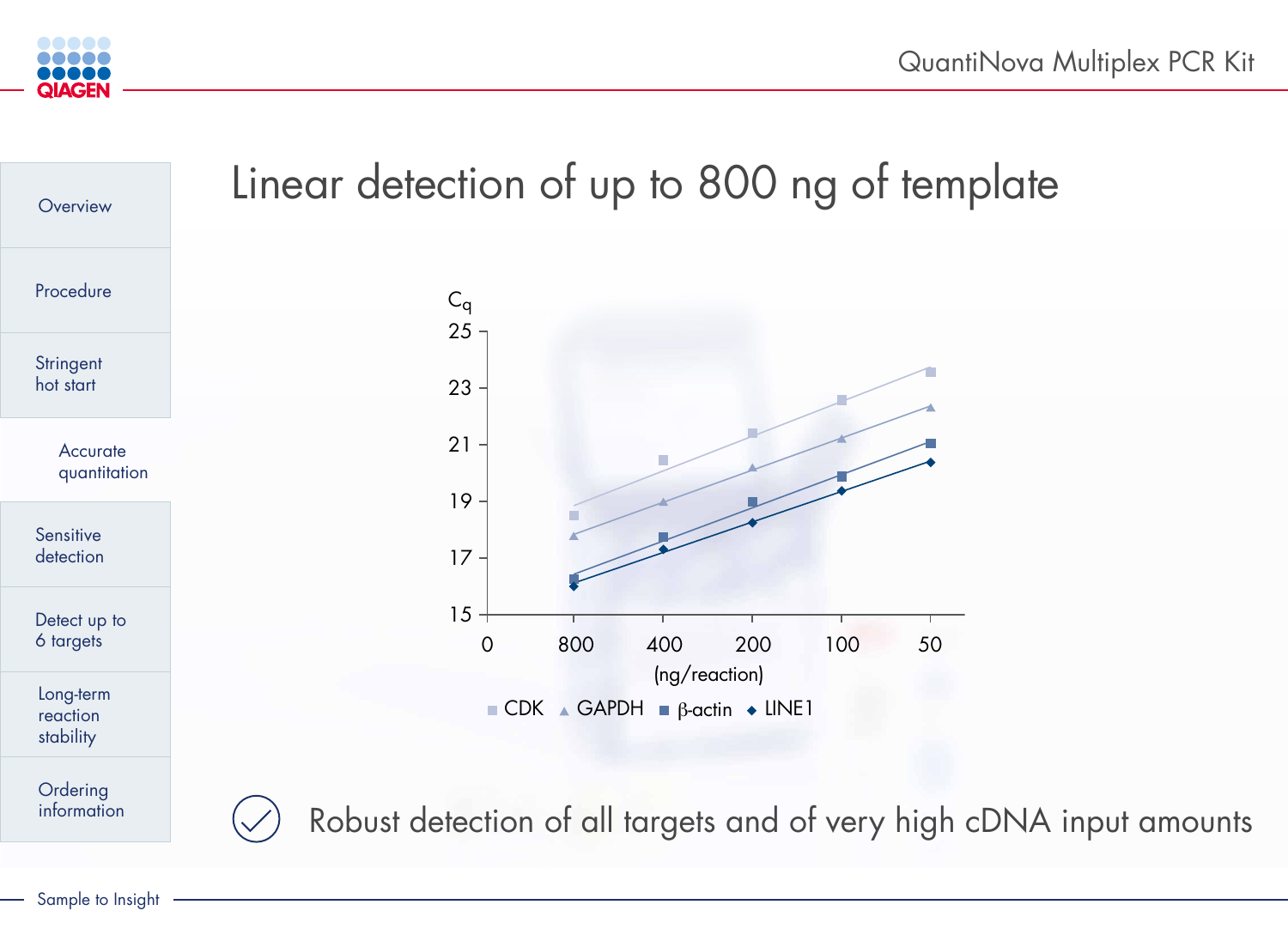# Linear detection of up to 800 ng of template

$C_q$

25
23
21
19
17
15

0 800 400 200 100 50

(ng/reaction)

CDK ▲ GAPDH ■ β-actin ◆ LINE1

Robust detection of all targets and of very high cDNA input amounts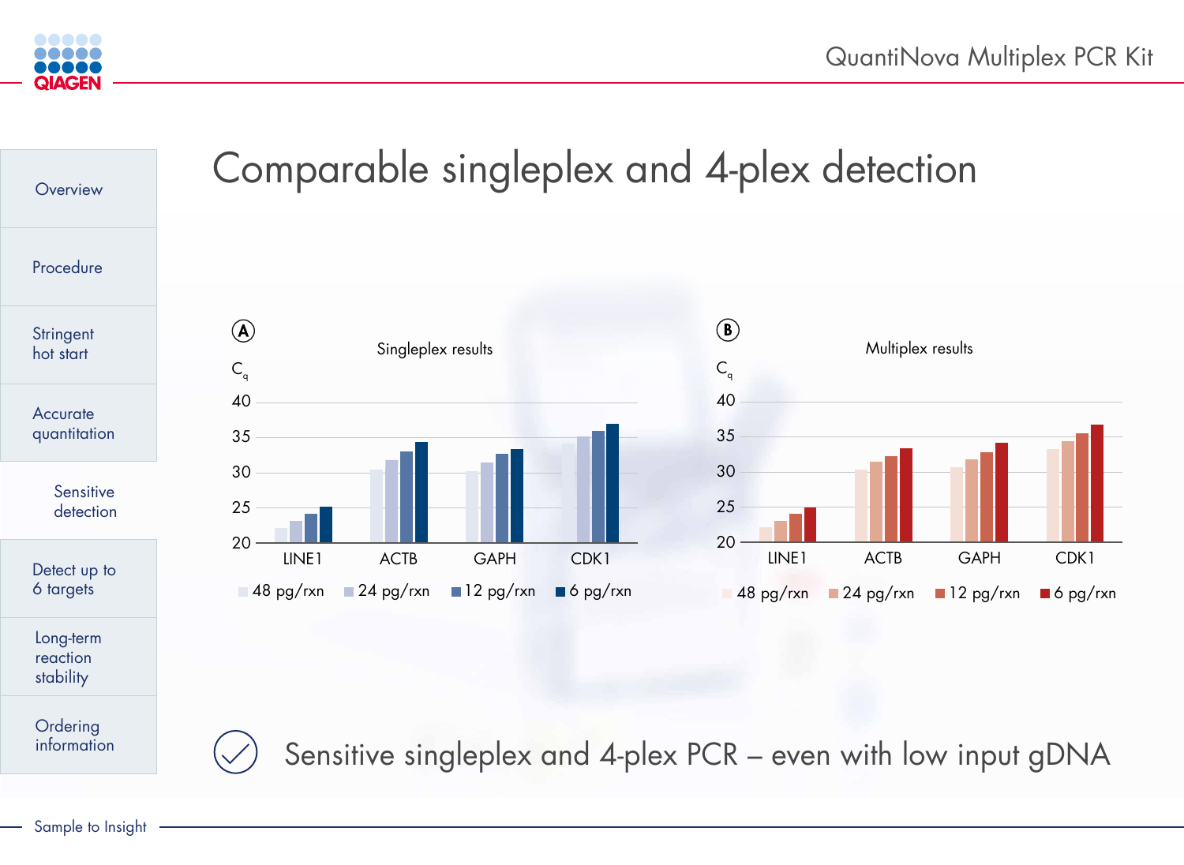# Comparable singleplex and 4-plex detection

**A** Singleplex results

$C_q$

40, 35, 30, 25, 20

LINE1, ACTB, GAPH, CDK1

48 pg/rxn, 24 pg/rxn, 12 pg/rxn, 6 pg/rxn

**B** Multiplex results

$C_q$

40, 35, 30, 25, 20

LINE1, ACTB, GAPH, CDK1

48 pg/rxn, 24 pg/rxn, 12 pg/rxn, 6 pg/rxn

Sensitive singleplex and 4-plex PCR – even with low input gDNA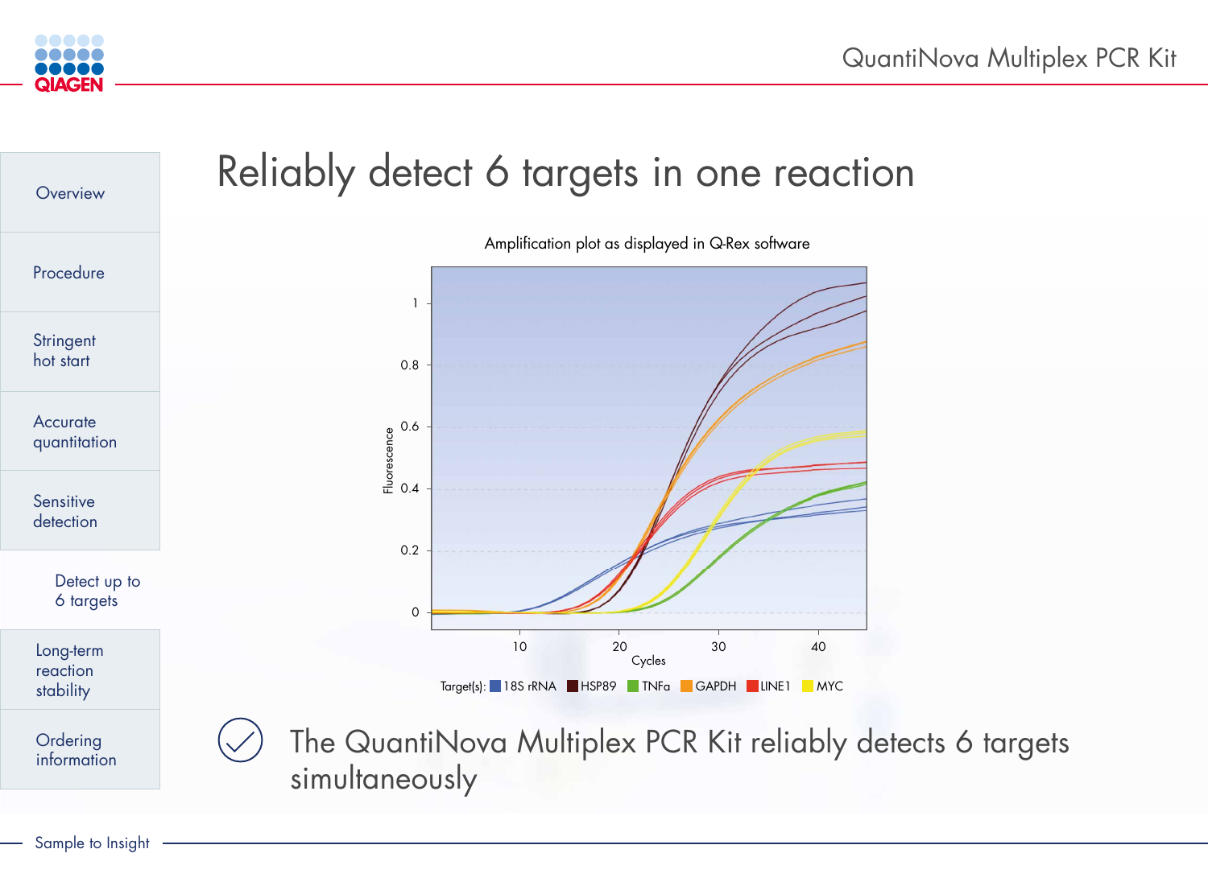# Reliably detect 6 targets in one reaction

Amplification plot as displayed in Q-Rex software

Target(s): 18S rRNA, HSP89, TNFa, GAPDH, LINE1, MYC

The QuantiNova Multiplex PCR Kit reliably detects 6 targets simultaneously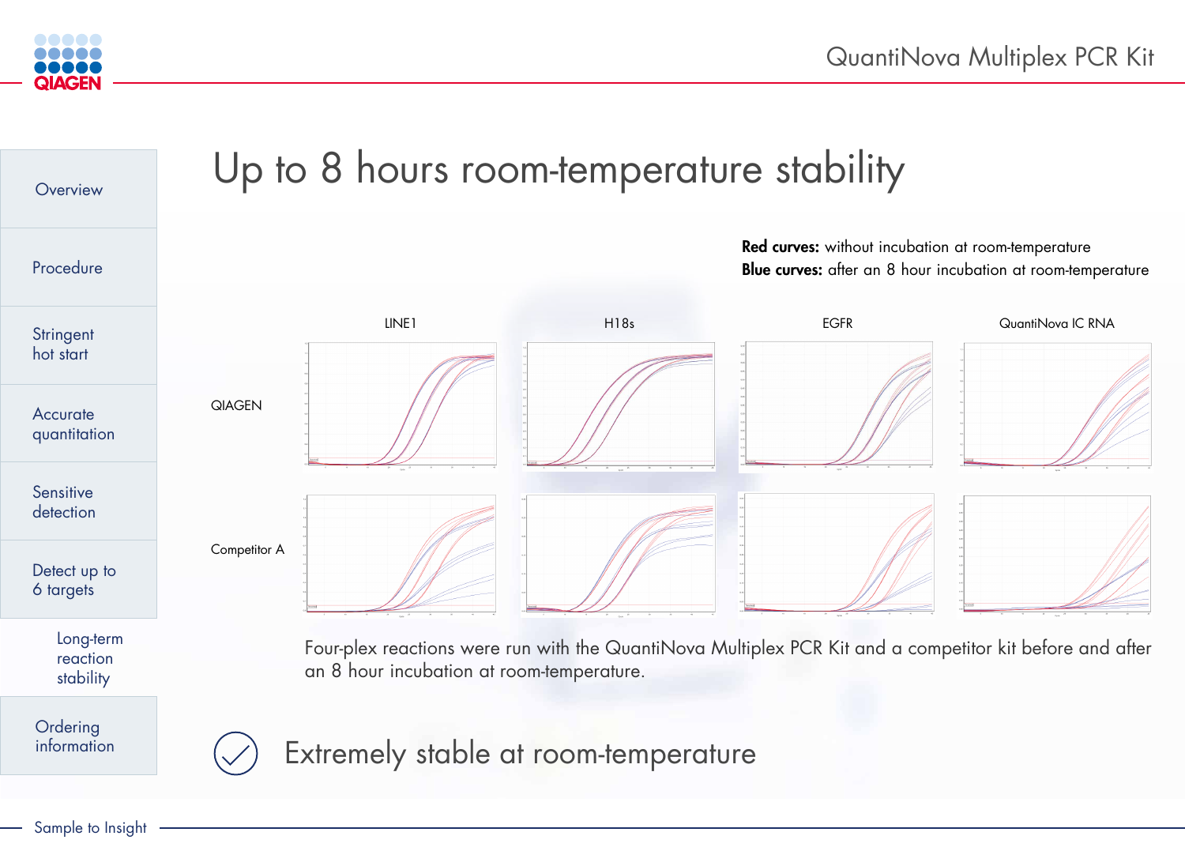# Up to 8 hours room-temperature stability

**Red curves:** without incubation at room-temperature
**Blue curves:** after an 8 hour incubation at room-temperature

LINE1 | H18s | EGFR | QuantiNova IC RNA

QIAGEN

Competitor A

Four-plex reactions were run with the QuantiNova Multiplex PCR Kit and a competitor kit before and after an 8 hour incubation at room-temperature.

Extremely stable at room-temperature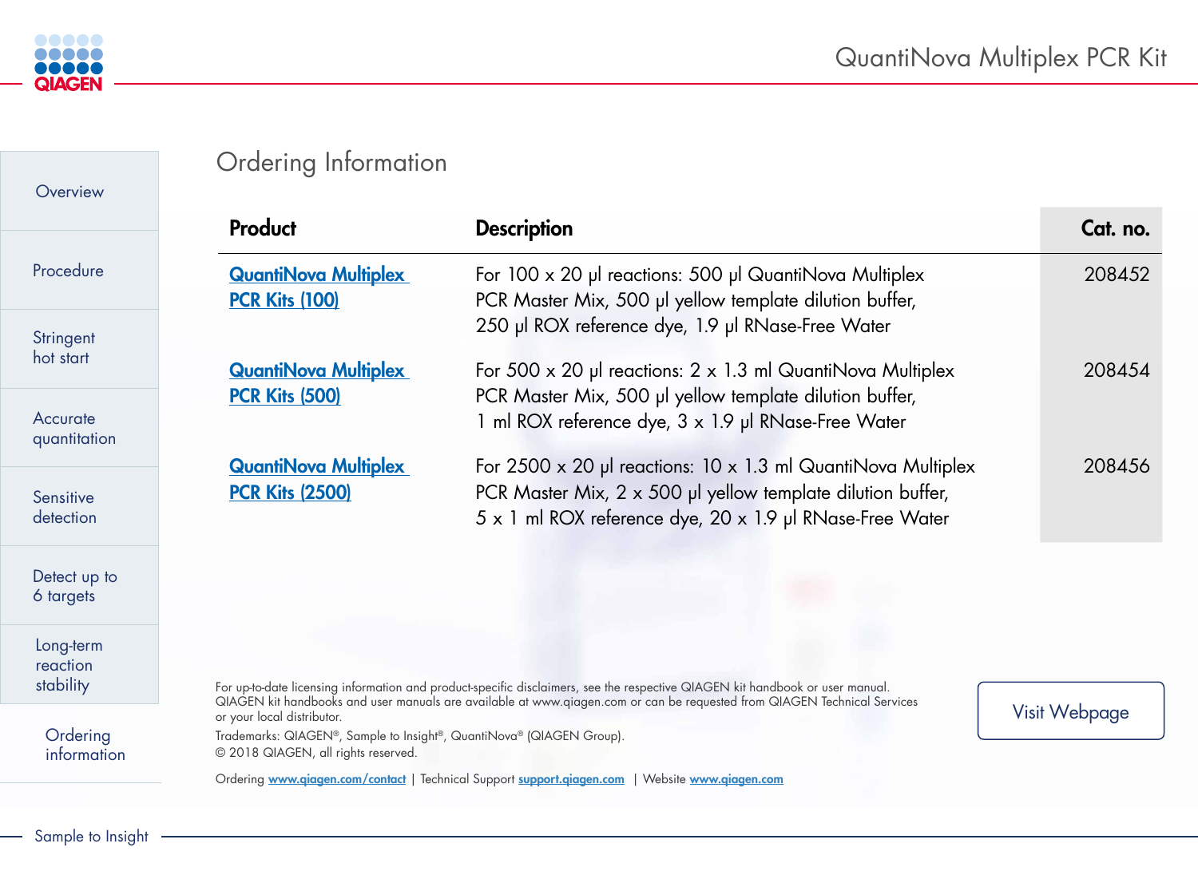## Ordering Information

| Product | Description | Cat. no. |
|---|---|---|
| QuantiNova Multiplex PCR Kits (100) | For 100 x 20 µl reactions: 500 µl QuantiNova Multiplex PCR Master Mix, 500 µl yellow template dilution buffer, 250 µl ROX reference dye, 1.9 µl RNase-Free Water | 208452 |
| QuantiNova Multiplex PCR Kits (500) | For 500 x 20 µl reactions: 2 x 1.3 ml QuantiNova Multiplex PCR Master Mix, 500 µl yellow template dilution buffer, 1 ml ROX reference dye, 3 x 1.9 µl RNase-Free Water | 208454 |
| QuantiNova Multiplex PCR Kits (2500) | For 2500 x 20 µl reactions: 10 x 1.3 ml QuantiNova Multiplex PCR Master Mix, 2 x 500 µl yellow template dilution buffer, 5 x 1 ml ROX reference dye, 20 x 1.9 µl RNase-Free Water | 208456 |

For up-to-date licensing information and product-specific disclaimers, see the respective QIAGEN kit handbook or user manual. QIAGEN kit handbooks and user manuals are available at www.qiagen.com or can be requested from QIAGEN Technical Services or your local distributor.

Trademarks: QIAGEN®, Sample to Insight®, QuantiNova® (QIAGEN Group).
© 2018 QIAGEN, all rights reserved.

Ordering www.qiagen.com/contact | Technical Support support.qiagen.com | Website www.qiagen.com

Visit Webpage